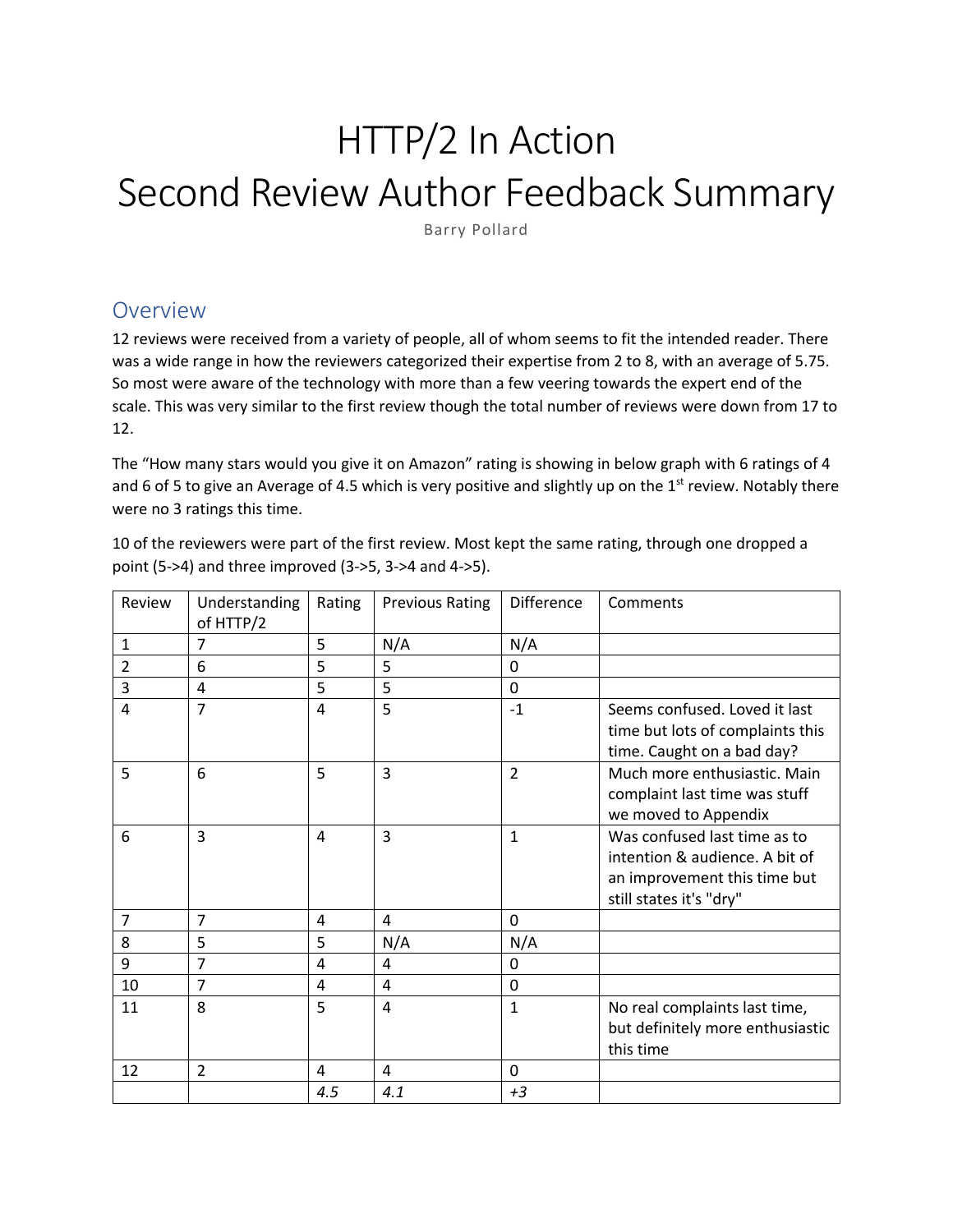# HTTP/2 In Action
# Second Review Author Feedback Summary

Barry Pollard

## Overview

12 reviews were received from a variety of people, all of whom seems to fit the intended reader. There was a wide range in how the reviewers categorized their expertise from 2 to 8, with an average of 5.75. So most were aware of the technology with more than a few veering towards the expert end of the scale. This was very similar to the first review though the total number of reviews were down from 17 to 12.

The "How many stars would you give it on Amazon" rating is showing in below graph with 6 ratings of 4 and 6 of 5 to give an Average of 4.5 which is very positive and slightly up on the 1st review. Notably there were no 3 ratings this time.

10 of the reviewers were part of the first review. Most kept the same rating, through one dropped a point (5->4) and three improved (3->5, 3->4 and 4->5).

| Review | Understanding of HTTP/2 | Rating | Previous Rating | Difference | Comments |
|---|---|---|---|---|---|
| 1 | 7 | 5 | N/A | N/A | |
| 2 | 6 | 5 | 5 | 0 | |
| 3 | 4 | 5 | 5 | 0 | |
| 4 | 7 | 4 | 5 | -1 | Seems confused. Loved it last time but lots of complaints this time. Caught on a bad day? |
| 5 | 6 | 5 | 3 | 2 | Much more enthusiastic. Main complaint last time was stuff we moved to Appendix |
| 6 | 3 | 4 | 3 | 1 | Was confused last time as to intention & audience. A bit of an improvement this time but still states it's "dry" |
| 7 | 7 | 4 | 4 | 0 | |
| 8 | 5 | 5 | N/A | N/A | |
| 9 | 7 | 4 | 4 | 0 | |
| 10 | 7 | 4 | 4 | 0 | |
| 11 | 8 | 5 | 4 | 1 | No real complaints last time, but definitely more enthusiastic this time |
| 12 | 2 | 4 | 4 | 0 | |
| | | *4.5* | *4.1* | *+3* | |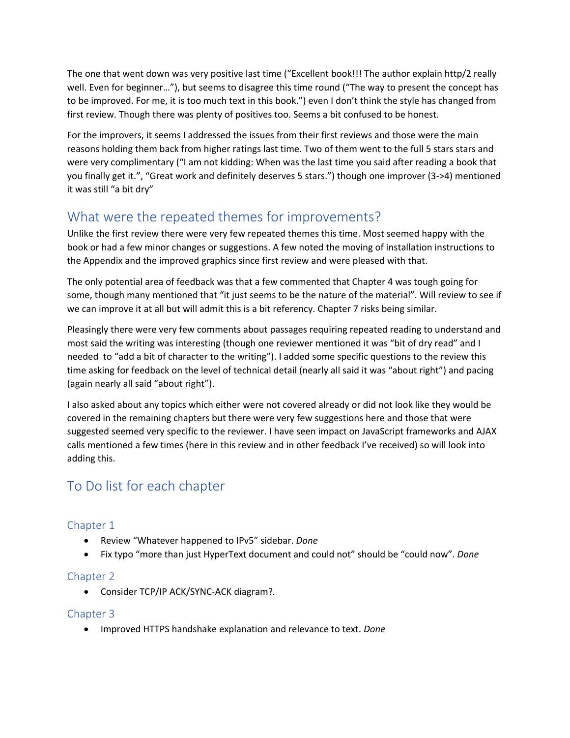The one that went down was very positive last time ("Excellent book!!! The author explain http/2 really well. Even for beginner…"), but seems to disagree this time round ("The way to present the concept has to be improved. For me, it is too much text in this book.") even I don't think the style has changed from first review. Though there was plenty of positives too. Seems a bit confused to be honest.

For the improvers, it seems I addressed the issues from their first reviews and those were the main reasons holding them back from higher ratings last time. Two of them went to the full 5 stars stars and were very complimentary ("I am not kidding: When was the last time you said after reading a book that you finally get it.", "Great work and definitely deserves 5 stars.") though one improver (3->4) mentioned it was still "a bit dry"

## What were the repeated themes for improvements?

Unlike the first review there were very few repeated themes this time. Most seemed happy with the book or had a few minor changes or suggestions. A few noted the moving of installation instructions to the Appendix and the improved graphics since first review and were pleased with that.

The only potential area of feedback was that a few commented that Chapter 4 was tough going for some, though many mentioned that "it just seems to be the nature of the material". Will review to see if we can improve it at all but will admit this is a bit referency. Chapter 7 risks being similar.

Pleasingly there were very few comments about passages requiring repeated reading to understand and most said the writing was interesting (though one reviewer mentioned it was "bit of dry read" and I needed to "add a bit of character to the writing"). I added some specific questions to the review this time asking for feedback on the level of technical detail (nearly all said it was "about right") and pacing (again nearly all said "about right").

I also asked about any topics which either were not covered already or did not look like they would be covered in the remaining chapters but there were very few suggestions here and those that were suggested seemed very specific to the reviewer. I have seen impact on JavaScript frameworks and AJAX calls mentioned a few times (here in this review and in other feedback I've received) so will look into adding this.

## To Do list for each chapter

### Chapter 1

- Review "Whatever happened to IPv5" sidebar. *Done*
- Fix typo "more than just HyperText document and could not" should be "could now". *Done*

### Chapter 2

- Consider TCP/IP ACK/SYNC-ACK diagram?.

### Chapter 3

- Improved HTTPS handshake explanation and relevance to text. *Done*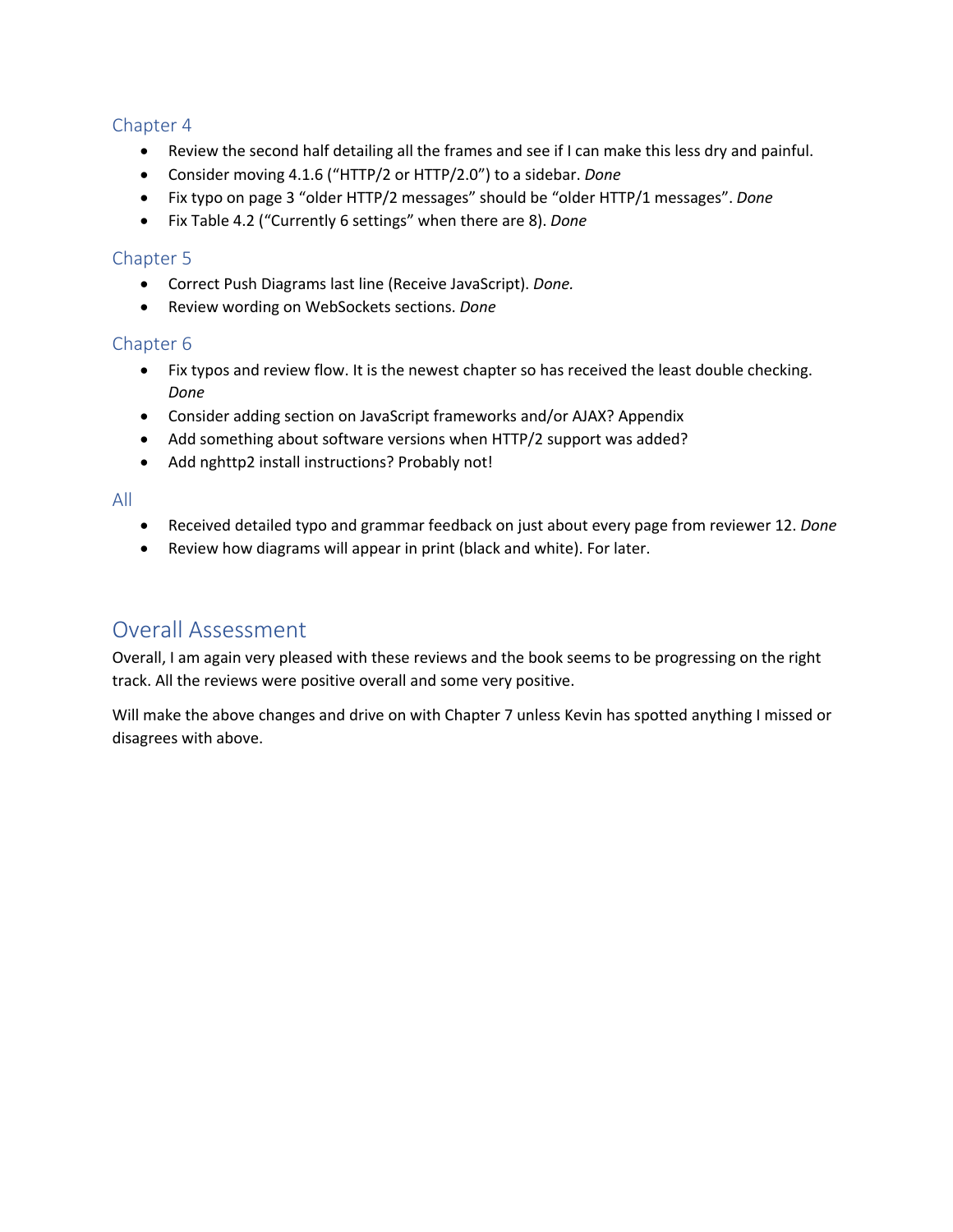## Chapter 4

- Review the second half detailing all the frames and see if I can make this less dry and painful.
- Consider moving 4.1.6 ("HTTP/2 or HTTP/2.0") to a sidebar. *Done*
- Fix typo on page 3 "older HTTP/2 messages" should be "older HTTP/1 messages". *Done*
- Fix Table 4.2 ("Currently 6 settings" when there are 8). *Done*

## Chapter 5

- Correct Push Diagrams last line (Receive JavaScript). *Done.*
- Review wording on WebSockets sections. *Done*

## Chapter 6

- Fix typos and review flow. It is the newest chapter so has received the least double checking. *Done*
- Consider adding section on JavaScript frameworks and/or AJAX? Appendix
- Add something about software versions when HTTP/2 support was added?
- Add nghttp2 install instructions? Probably not!

## All

- Received detailed typo and grammar feedback on just about every page from reviewer 12. *Done*
- Review how diagrams will appear in print (black and white). For later.

# Overall Assessment

Overall, I am again very pleased with these reviews and the book seems to be progressing on the right track. All the reviews were positive overall and some very positive.

Will make the above changes and drive on with Chapter 7 unless Kevin has spotted anything I missed or disagrees with above.